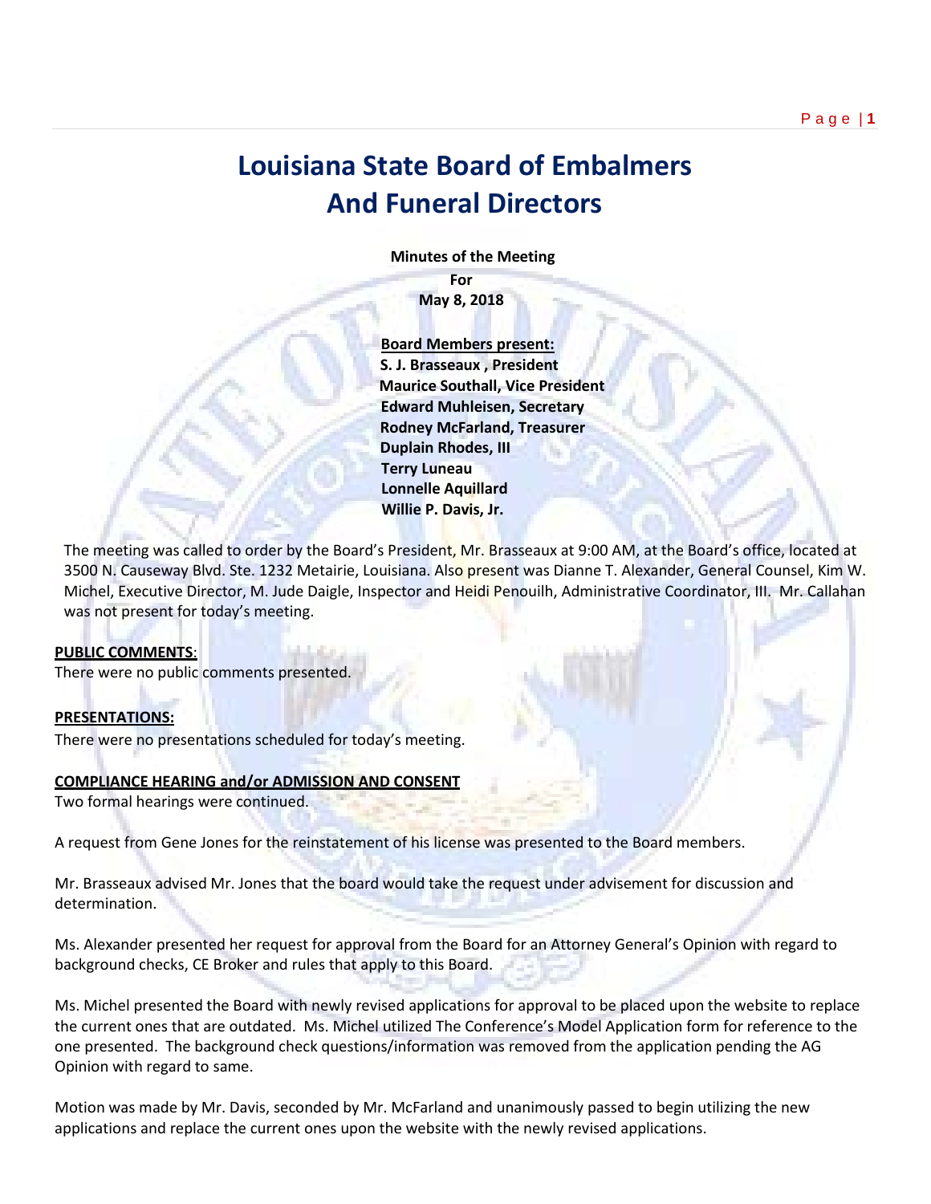# Louisiana State Board of Embalmers And Funeral Directors

**Minutes of the Meeting**
**For**
**May 8, 2018**

**Board Members present:**
**S. J. Brasseaux , President**
**Maurice Southall, Vice President**
**Edward Muhleisen, Secretary**
**Rodney McFarland, Treasurer**
**Duplain Rhodes, III**
**Terry Luneau**
**Lonnelle Aquillard**
**Willie P. Davis, Jr.**

The meeting was called to order by the Board's President, Mr. Brasseaux at 9:00 AM, at the Board's office, located at 3500 N. Causeway Blvd. Ste. 1232 Metairie, Louisiana. Also present was Dianne T. Alexander, General Counsel, Kim W. Michel, Executive Director, M. Jude Daigle, Inspector and Heidi Penouilh, Administrative Coordinator, III. Mr. Callahan was not present for today's meeting.

**PUBLIC COMMENTS**:
There were no public comments presented.

**PRESENTATIONS:**
There were no presentations scheduled for today's meeting.

**COMPLIANCE HEARING and/or ADMISSION AND CONSENT**
Two formal hearings were continued.

A request from Gene Jones for the reinstatement of his license was presented to the Board members.

Mr. Brasseaux advised Mr. Jones that the board would take the request under advisement for discussion and determination.

Ms. Alexander presented her request for approval from the Board for an Attorney General's Opinion with regard to background checks, CE Broker and rules that apply to this Board.

Ms. Michel presented the Board with newly revised applications for approval to be placed upon the website to replace the current ones that are outdated. Ms. Michel utilized The Conference's Model Application form for reference to the one presented. The background check questions/information was removed from the application pending the AG Opinion with regard to same.

Motion was made by Mr. Davis, seconded by Mr. McFarland and unanimously passed to begin utilizing the new applications and replace the current ones upon the website with the newly revised applications.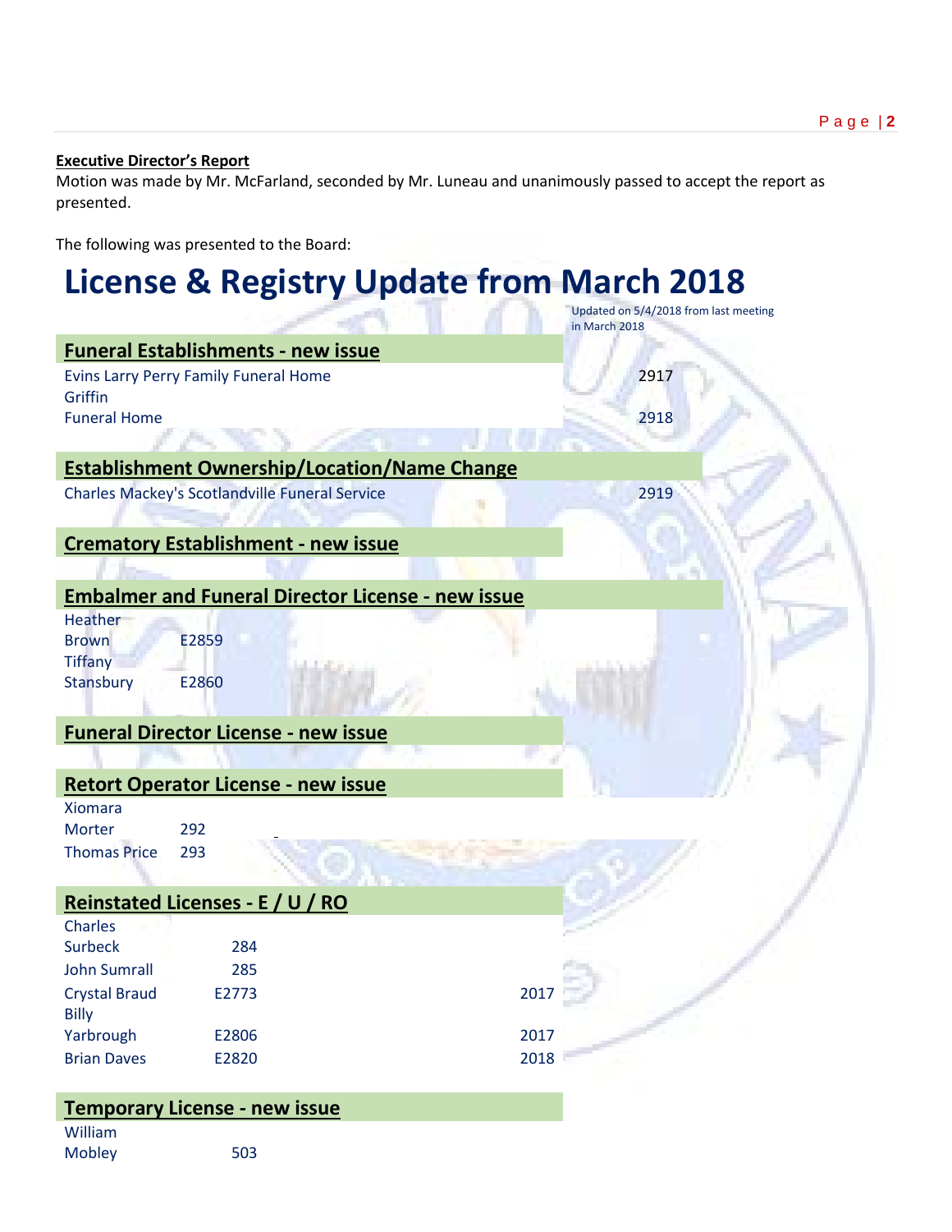**Executive Director's Report**

Motion was made by Mr. McFarland, seconded by Mr. Luneau and unanimously passed to accept the report as presented.

The following was presented to the Board:

# License & Registry Update from March 2018

Updated on 5/4/2018 from last meeting in March 2018

## Funeral Establishments - new issue

| | |
|---|---|
| Evins Larry Perry Family Funeral Home | 2917 |
| Griffin Funeral Home | 2918 |

## Establishment Ownership/Location/Name Change

| | |
|---|---|
| Charles Mackey's Scotlandville Funeral Service | 2919 |

## Crematory Establishment - new issue

## Embalmer and Funeral Director License - new issue

| | |
|---|---|
| Heather Brown | E2859 |
| Tiffany Stansbury | E2860 |

## Funeral Director License - new issue

## Retort Operator License - new issue

| | |
|---|---|
| Xiomara Morter | 292 |
| Thomas Price | 293 |

## Reinstated Licenses - E / U / RO

| | | |
|---|---|---|
| Charles Surbeck | 284 | |
| John Sumrall | 285 | |
| Crystal Braud | E2773 | 2017 |
| Billy Yarbrough | E2806 | 2017 |
| Brian Daves | E2820 | 2018 |

## Temporary License - new issue

| | |
|---|---|
| William Mobley | 503 |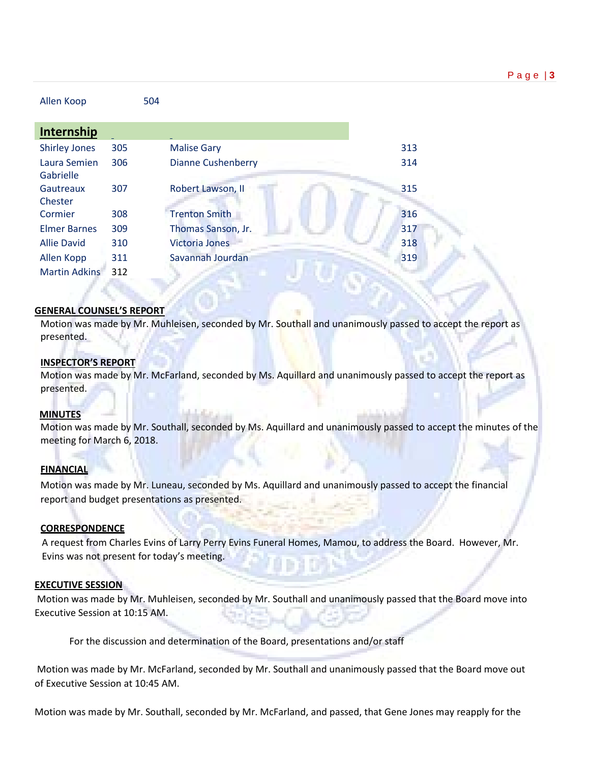| | |
|---|---|
| Allen Koop | 504 |

## Internship

| | | | |
|---|---|---|---|
| Shirley Jones | 305 | Malise Gary | 313 |
| Laura Semien | 306 | Dianne Cushenberry | 314 |
| Gabrielle Gautreaux | 307 | Robert Lawson, II | 315 |
| Chester Cormier | 308 | Trenton Smith | 316 |
| Elmer Barnes | 309 | Thomas Sanson, Jr. | 317 |
| Allie David | 310 | Victoria Jones | 318 |
| Allen Kopp | 311 | Savannah Jourdan | 319 |
| Martin Adkins | 312 | | |

**GENERAL COUNSEL'S REPORT**

Motion was made by Mr. Muhleisen, seconded by Mr. Southall and unanimously passed to accept the report as presented.

**INSPECTOR'S REPORT**

Motion was made by Mr. McFarland, seconded by Ms. Aquillard and unanimously passed to accept the report as presented.

**MINUTES**

Motion was made by Mr. Southall, seconded by Ms. Aquillard and unanimously passed to accept the minutes of the meeting for March 6, 2018.

**FINANCIAL**

Motion was made by Mr. Luneau, seconded by Ms. Aquillard and unanimously passed to accept the financial report and budget presentations as presented.

**CORRESPONDENCE**

A request from Charles Evins of Larry Perry Evins Funeral Homes, Mamou, to address the Board. However, Mr. Evins was not present for today's meeting.

**EXECUTIVE SESSION**

Motion was made by Mr. Muhleisen, seconded by Mr. Southall and unanimously passed that the Board move into Executive Session at 10:15 AM.

For the discussion and determination of the Board, presentations and/or staff

Motion was made by Mr. McFarland, seconded by Mr. Southall and unanimously passed that the Board move out of Executive Session at 10:45 AM.

Motion was made by Mr. Southall, seconded by Mr. McFarland, and passed, that Gene Jones may reapply for the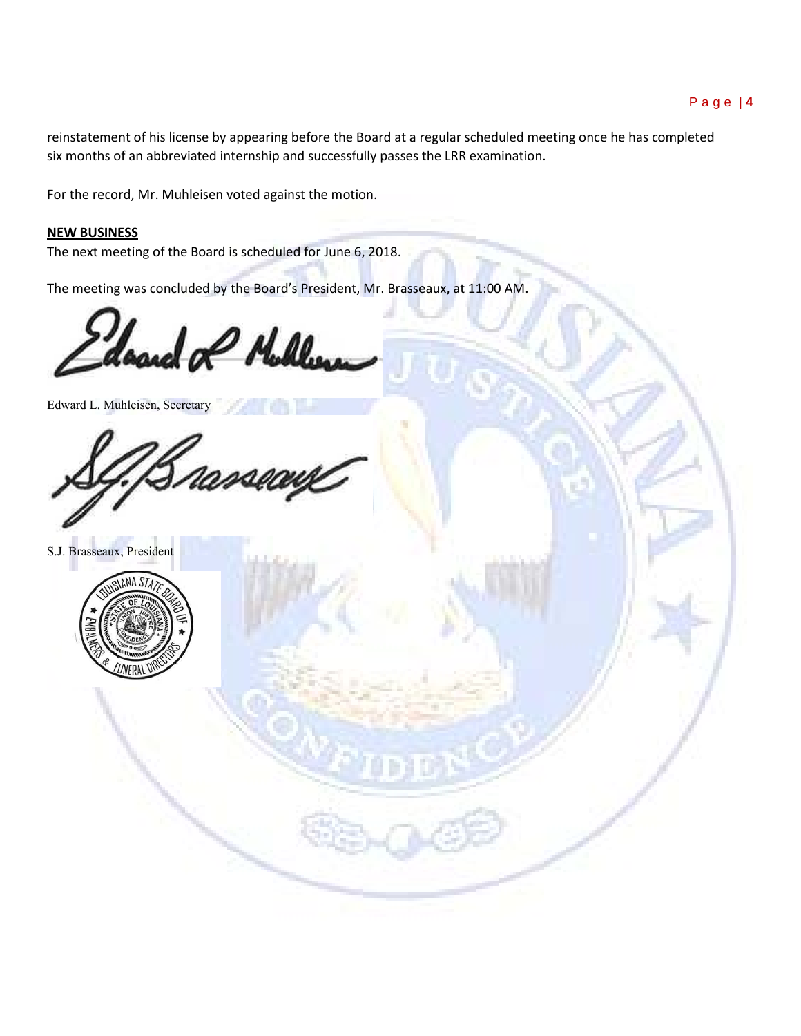reinstatement of his license by appearing before the Board at a regular scheduled meeting once he has completed six months of an abbreviated internship and successfully passes the LRR examination.

For the record, Mr. Muhleisen voted against the motion.

**NEW BUSINESS**

The next meeting of the Board is scheduled for June 6, 2018.

The meeting was concluded by the Board's President, Mr. Brasseaux, at 11:00 AM.

Edward L. Muhleisen, Secretary

S.J. Brasseaux, President